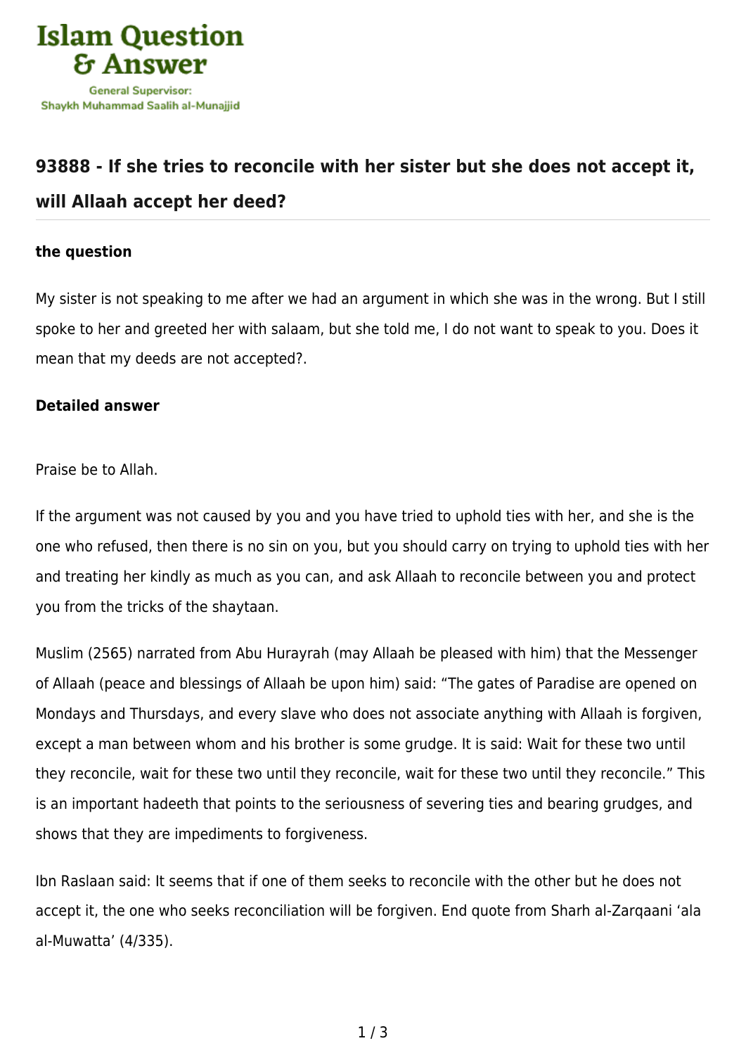## 93888 - If she tries to reconcile with her sister but she does not accept it, will Allaah accept her deed?

### the question

My sister is not speaking to me after we had an argument in which she was in the wrong. But I still spoke to her and greeted her with salaam, but she told me, I do not want to speak to you. Does it mean that my deeds are not accepted?.

### Detailed answer

Praise be to Allah.

If the argument was not caused by you and you have tried to uphold ties with her, and she is the one who refused, then there is no sin on you, but you should carry on trying to uphold ties with her and treating her kindly as much as you can, and ask Allaah to reconcile between you and protect you from the tricks of the shaytaan.

Muslim (2565) narrated from Abu Hurayrah (may Allaah be pleased with him) that the Messenger of Allaah (peace and blessings of Allaah be upon him) said: "The gates of Paradise are opened on Mondays and Thursdays, and every slave who does not associate anything with Allaah is forgiven, except a man between whom and his brother is some grudge. It is said: Wait for these two until they reconcile, wait for these two until they reconcile, wait for these two until they reconcile." This is an important hadeeth that points to the seriousness of severing ties and bearing grudges, and shows that they are impediments to forgiveness.

Ibn Raslaan said: It seems that if one of them seeks to reconcile with the other but he does not accept it, the one who seeks reconciliation will be forgiven. End quote from Sharh al-Zarqaani 'ala al-Muwatta' (4/335).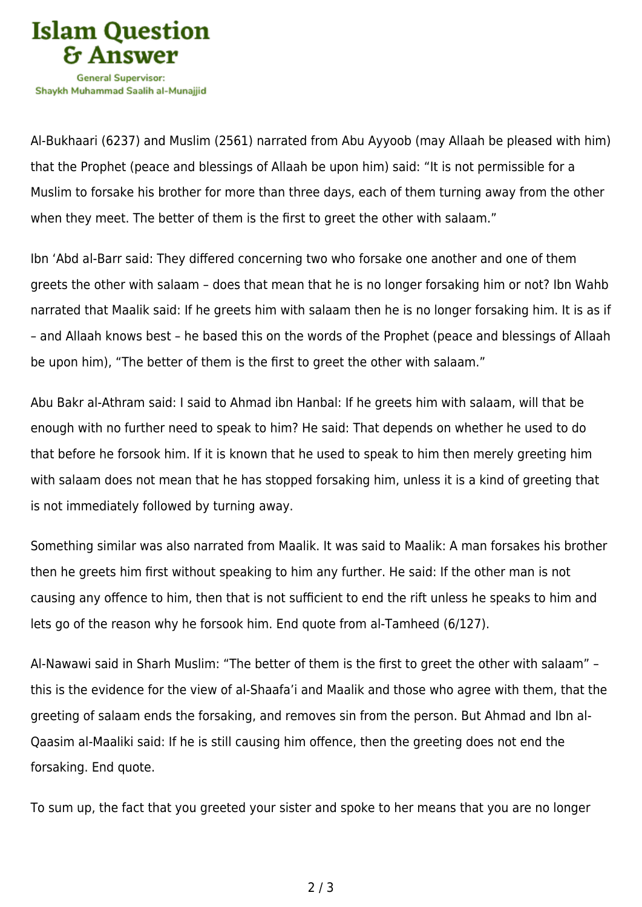Al-Bukhaari (6237) and Muslim (2561) narrated from Abu Ayyoob (may Allaah be pleased with him) that the Prophet (peace and blessings of Allaah be upon him) said: "It is not permissible for a Muslim to forsake his brother for more than three days, each of them turning away from the other when they meet. The better of them is the first to greet the other with salaam."

Ibn 'Abd al-Barr said: They differed concerning two who forsake one another and one of them greets the other with salaam – does that mean that he is no longer forsaking him or not? Ibn Wahb narrated that Maalik said: If he greets him with salaam then he is no longer forsaking him. It is as if – and Allaah knows best – he based this on the words of the Prophet (peace and blessings of Allaah be upon him), "The better of them is the first to greet the other with salaam."

Abu Bakr al-Athram said: I said to Ahmad ibn Hanbal: If he greets him with salaam, will that be enough with no further need to speak to him? He said: That depends on whether he used to do that before he forsook him. If it is known that he used to speak to him then merely greeting him with salaam does not mean that he has stopped forsaking him, unless it is a kind of greeting that is not immediately followed by turning away.

Something similar was also narrated from Maalik. It was said to Maalik: A man forsakes his brother then he greets him first without speaking to him any further. He said: If the other man is not causing any offence to him, then that is not sufficient to end the rift unless he speaks to him and lets go of the reason why he forsook him. End quote from al-Tamheed (6/127).

Al-Nawawi said in Sharh Muslim: "The better of them is the first to greet the other with salaam" – this is the evidence for the view of al-Shaafa'i and Maalik and those who agree with them, that the greeting of salaam ends the forsaking, and removes sin from the person. But Ahmad and Ibn al-Qaasim al-Maaliki said: If he is still causing him offence, then the greeting does not end the forsaking. End quote.

To sum up, the fact that you greeted your sister and spoke to her means that you are no longer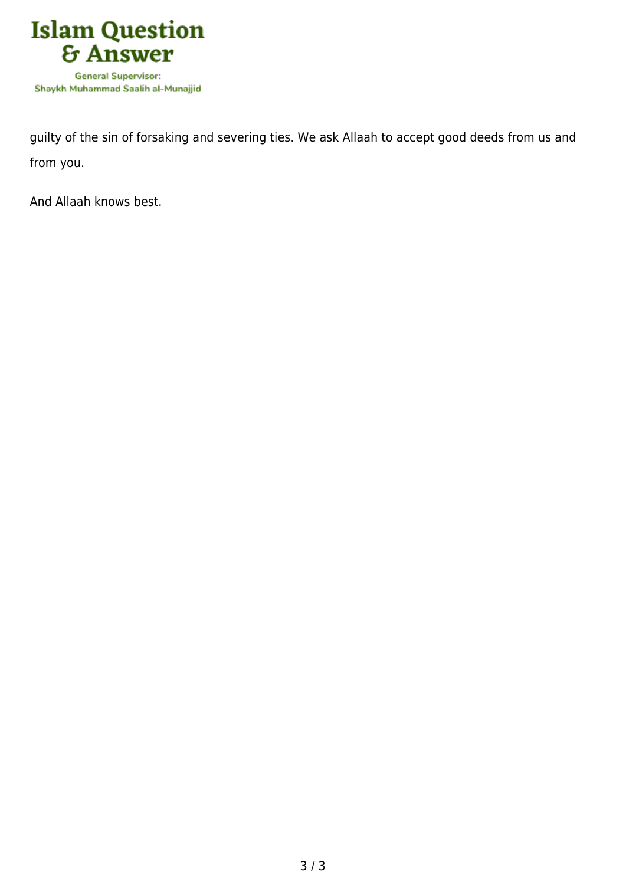guilty of the sin of forsaking and severing ties. We ask Allaah to accept good deeds from us and from you.

And Allaah knows best.